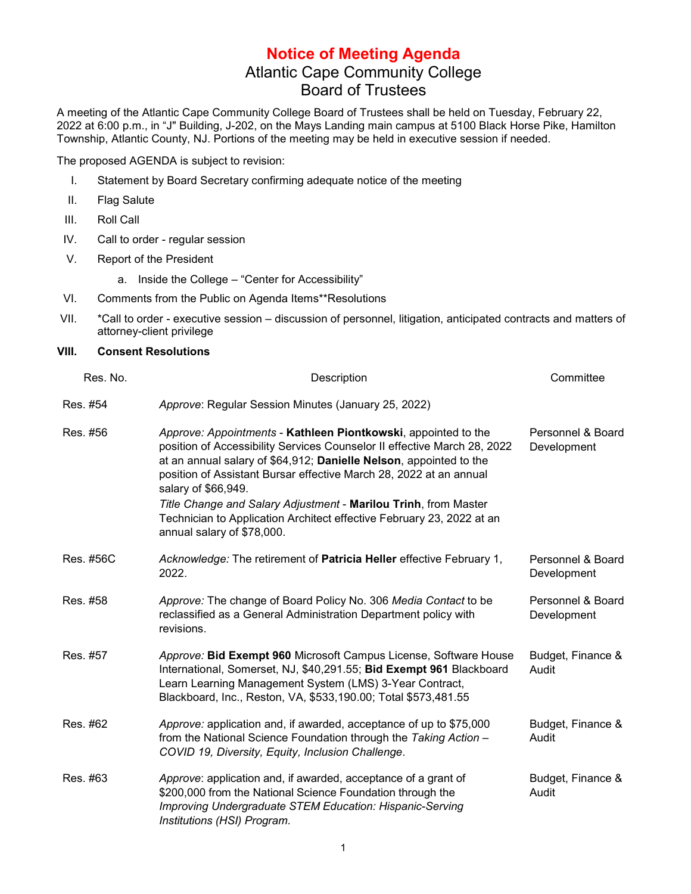# Notice of Meeting Agenda

## Atlantic Cape Community College
## Board of Trustees

A meeting of the Atlantic Cape Community College Board of Trustees shall be held on Tuesday, February 22, 2022 at 6:00 p.m., in "J" Building, J-202, on the Mays Landing main campus at 5100 Black Horse Pike, Hamilton Township, Atlantic County, NJ. Portions of the meeting may be held in executive session if needed.

The proposed AGENDA is subject to revision:

I. Statement by Board Secretary confirming adequate notice of the meeting

II. Flag Salute

III. Roll Call

IV. Call to order - regular session

V. Report of the President

   a. Inside the College – "Center for Accessibility"

VI. Comments from the Public on Agenda Items**Resolutions

VII. *Call to order - executive session – discussion of personnel, litigation, anticipated contracts and matters of attorney-client privilege

**VIII. Consent Resolutions**

| Res. No. | Description | Committee |
|---|---|---|
| Res. #54 | *Approve*: Regular Session Minutes (January 25, 2022) | |
| Res. #56 | *Approve: Appointments* - **Kathleen Piontkowski**, appointed to the position of Accessibility Services Counselor II effective March 28, 2022 at an annual salary of $64,912; **Danielle Nelson**, appointed to the position of Assistant Bursar effective March 28, 2022 at an annual salary of $66,949.<br>*Title Change and Salary Adjustment* - **Marilou Trinh**, from Master Technician to Application Architect effective February 23, 2022 at an annual salary of $78,000. | Personnel & Board Development |
| Res. #56C | *Acknowledge:* The retirement of **Patricia Heller** effective February 1, 2022. | Personnel & Board Development |
| Res. #58 | *Approve:* The change of Board Policy No. 306 *Media Contact* to be reclassified as a General Administration Department policy with revisions. | Personnel & Board Development |
| Res. #57 | *Approve:* **Bid Exempt 960** Microsoft Campus License, Software House International, Somerset, NJ, $40,291.55; **Bid Exempt 961** Blackboard Learn Learning Management System (LMS) 3-Year Contract, Blackboard, Inc., Reston, VA, $533,190.00; Total $573,481.55 | Budget, Finance & Audit |
| Res. #62 | *Approve:* application and, if awarded, acceptance of up to $75,000 from the National Science Foundation through the *Taking Action – COVID 19, Diversity, Equity, Inclusion Challenge*. | Budget, Finance & Audit |
| Res. #63 | *Approve*: application and, if awarded, acceptance of a grant of $200,000 from the National Science Foundation through the *Improving Undergraduate STEM Education: Hispanic-Serving Institutions (HSI) Program*. | Budget, Finance & Audit |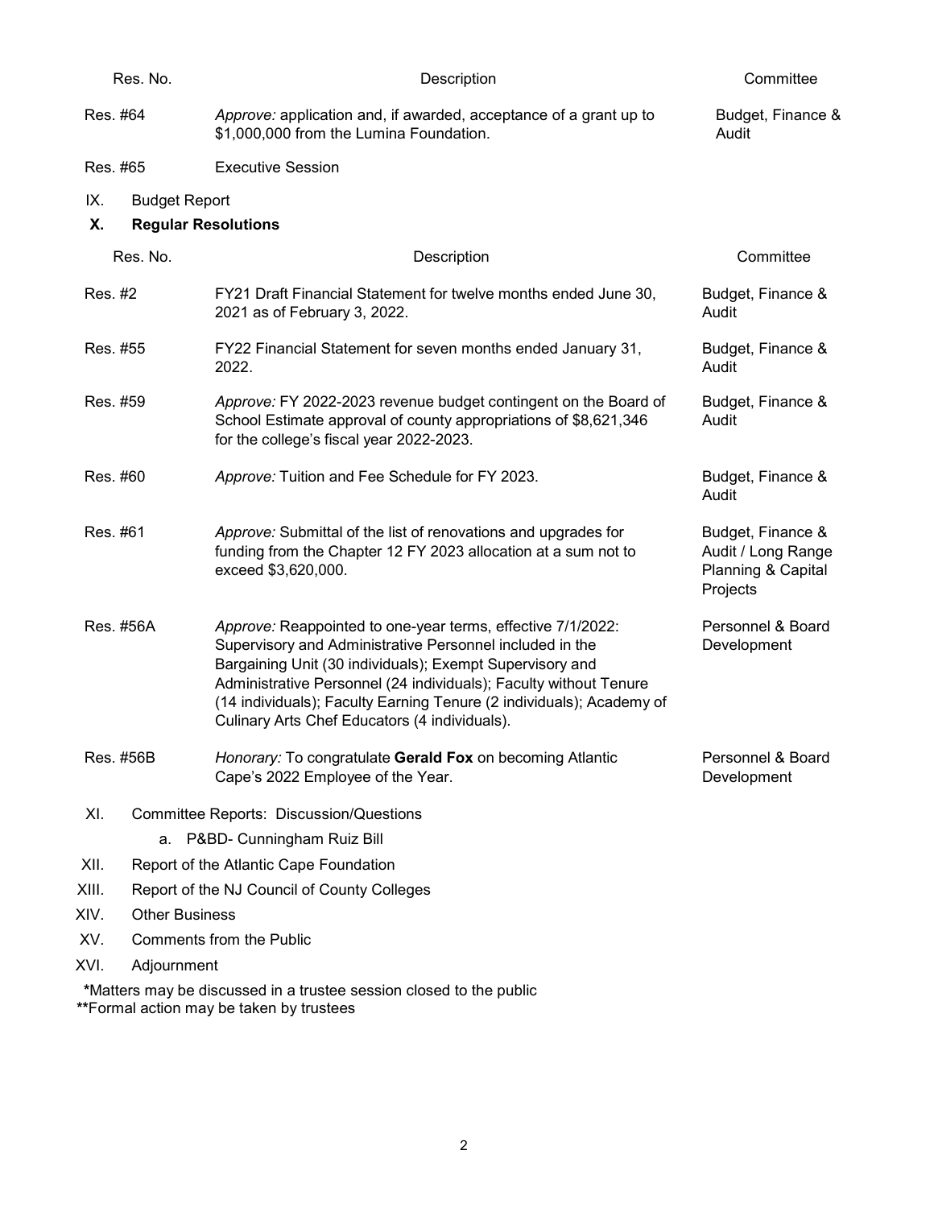| Res. No. | Description | Committee |
|---|---|---|
| Res. #64 | *Approve:* application and, if awarded, acceptance of a grant up to $1,000,000 from the Lumina Foundation. | Budget, Finance & Audit |
| Res. #65 | Executive Session | |

IX. Budget Report

**X. Regular Resolutions**

| Res. No. | Description | Committee |
|---|---|---|
| Res. #2 | FY21 Draft Financial Statement for twelve months ended June 30, 2021 as of February 3, 2022. | Budget, Finance & Audit |
| Res. #55 | FY22 Financial Statement for seven months ended January 31, 2022. | Budget, Finance & Audit |
| Res. #59 | *Approve:* FY 2022-2023 revenue budget contingent on the Board of School Estimate approval of county appropriations of $8,621,346 for the college's fiscal year 2022-2023. | Budget, Finance & Audit |
| Res. #60 | *Approve:* Tuition and Fee Schedule for FY 2023. | Budget, Finance & Audit |
| Res. #61 | *Approve:* Submittal of the list of renovations and upgrades for funding from the Chapter 12 FY 2023 allocation at a sum not to exceed $3,620,000. | Budget, Finance & Audit / Long Range Planning & Capital Projects |
| Res. #56A | *Approve:* Reappointed to one-year terms, effective 7/1/2022: Supervisory and Administrative Personnel included in the Bargaining Unit (30 individuals); Exempt Supervisory and Administrative Personnel (24 individuals); Faculty without Tenure (14 individuals); Faculty Earning Tenure (2 individuals); Academy of Culinary Arts Chef Educators (4 individuals). | Personnel & Board Development |
| Res. #56B | *Honorary:* To congratulate **Gerald Fox** on becoming Atlantic Cape's 2022 Employee of the Year. | Personnel & Board Development |

XI. Committee Reports: Discussion/Questions

a. P&BD- Cunningham Ruiz Bill

XII. Report of the Atlantic Cape Foundation

XIII. Report of the NJ Council of County Colleges

XIV. Other Business

XV. Comments from the Public

XVI. Adjournment

*Matters may be discussed in a trustee session closed to the public
**Formal action may be taken by trustees